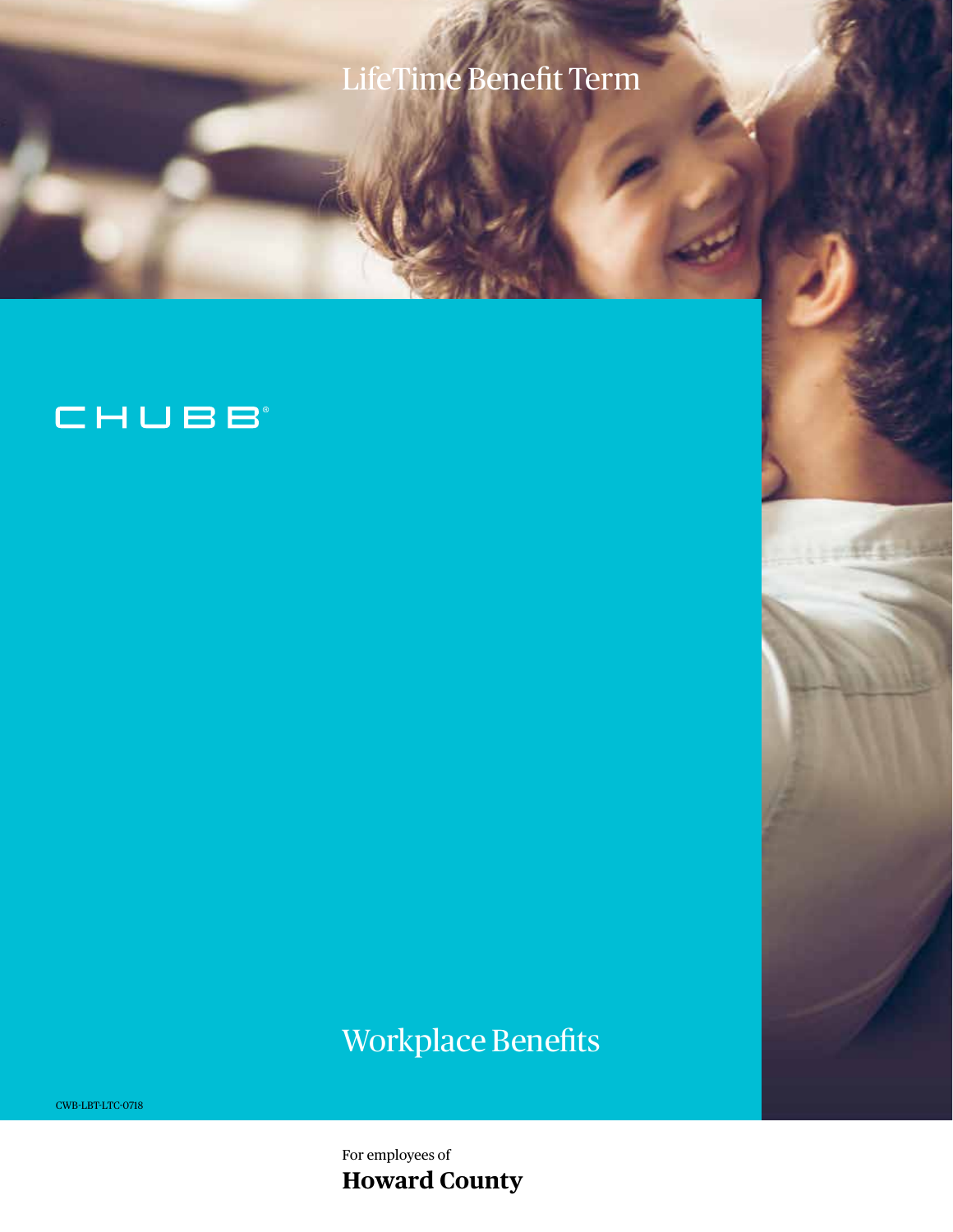# LifeTime Benefit Term

CHUBB®

## Workplace Benefits

CWB-LBT-LTC-0718

For employees of

**Howard County**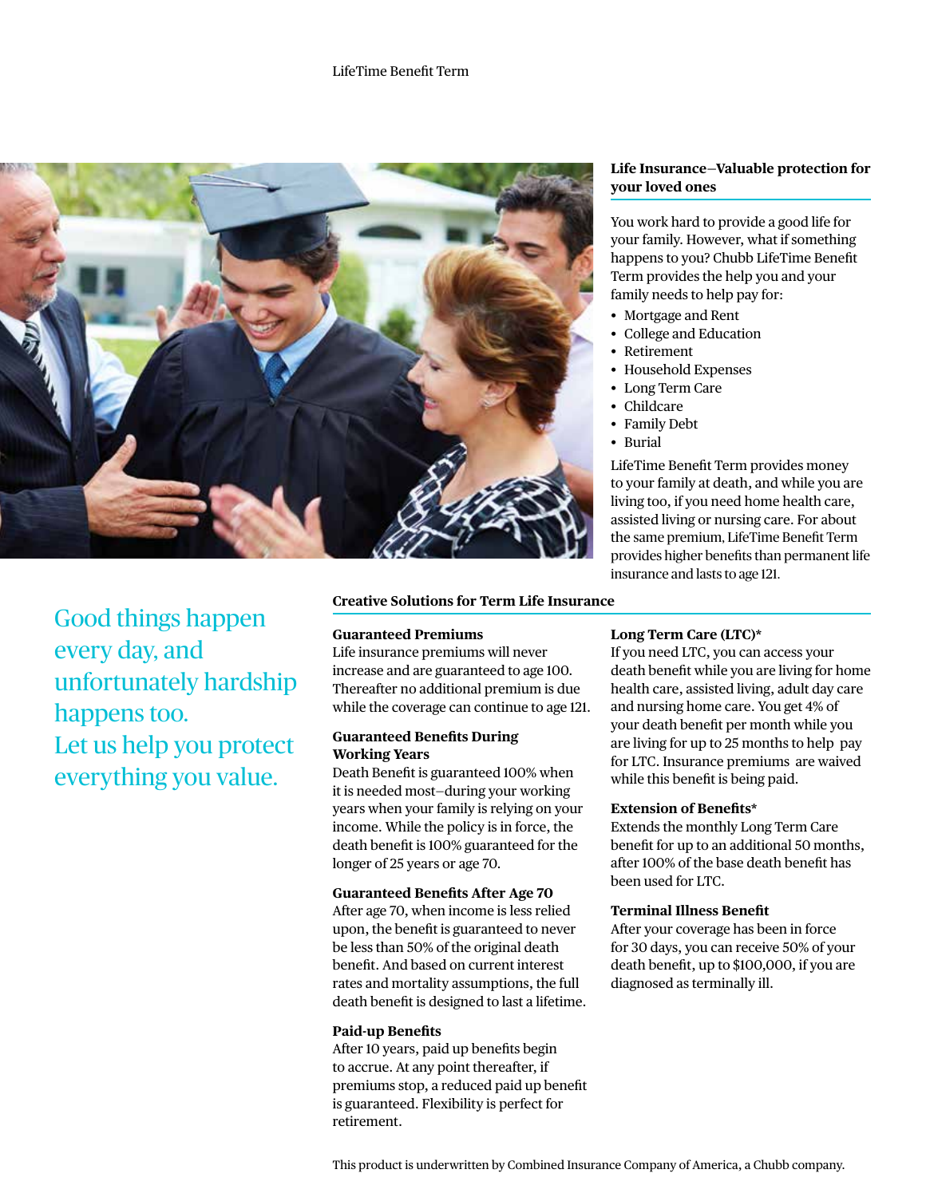## Life Insurance—Valuable protection for your loved ones

You work hard to provide a good life for your family. However, what if something happens to you? Chubb LifeTime Benefit Term provides the help you and your family needs to help pay for:

- Mortgage and Rent
- College and Education
- Retirement
- Household Expenses
- Long Term Care
- Childcare
- Family Debt
- Burial

LifeTime Benefit Term provides money to your family at death, and while you are living too, if you need home health care, assisted living or nursing care. For about the same premium, LifeTime Benefit Term provides higher benefits than permanent life insurance and lasts to age 121.

Good things happen every day, and unfortunately hardship happens too. Let us help you protect everything you value.

## Creative Solutions for Term Life Insurance

### Guaranteed Premiums

Life insurance premiums will never increase and are guaranteed to age 100. Thereafter no additional premium is due while the coverage can continue to age 121.

### Guaranteed Benefits During Working Years

Death Benefit is guaranteed 100% when it is needed most–during your working years when your family is relying on your income. While the policy is in force, the death benefit is 100% guaranteed for the longer of 25 years or age 70.

### Guaranteed Benefits After Age 70

After age 70, when income is less relied upon, the benefit is guaranteed to never be less than 50% of the original death benefit. And based on current interest rates and mortality assumptions, the full death benefit is designed to last a lifetime.

### Paid-up Benefits

After 10 years, paid up benefits begin to accrue. At any point thereafter, if premiums stop, a reduced paid up benefit is guaranteed. Flexibility is perfect for retirement.

### Long Term Care (LTC)*

If you need LTC, you can access your death benefit while you are living for home health care, assisted living, adult day care and nursing home care. You get 4% of your death benefit per month while you are living for up to 25 months to help pay for LTC. Insurance premiums are waived while this benefit is being paid.

### Extension of Benefits*

Extends the monthly Long Term Care benefit for up to an additional 50 months, after 100% of the base death benefit has been used for LTC.

### Terminal Illness Benefit

After your coverage has been in force for 30 days, you can receive 50% of your death benefit, up to $100,000, if you are diagnosed as terminally ill.

This product is underwritten by Combined Insurance Company of America, a Chubb company.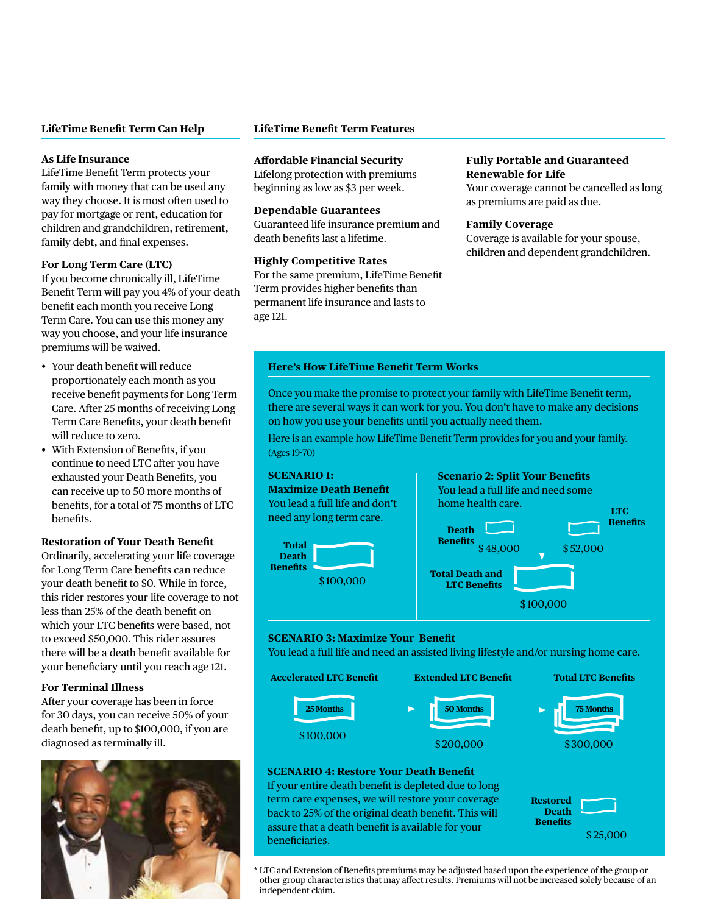## LifeTime Benefit Term Can Help

### As Life Insurance

LifeTime Benefit Term protects your family with money that can be used any way they choose. It is most often used to pay for mortgage or rent, education for children and grandchildren, retirement, family debt, and final expenses.

### For Long Term Care (LTC)

If you become chronically ill, LifeTime Benefit Term will pay you 4% of your death benefit each month you receive Long Term Care. You can use this money any way you choose, and your life insurance premiums will be waived.

- Your death benefit will reduce proportionately each month as you receive benefit payments for Long Term Care. After 25 months of receiving Long Term Care Benefits, your death benefit will reduce to zero.
- With Extension of Benefits, if you continue to need LTC after you have exhausted your Death Benefits, you can receive up to 50 more months of benefits, for a total of 75 months of LTC benefits.

### Restoration of Your Death Benefit

Ordinarily, accelerating your life coverage for Long Term Care benefits can reduce your death benefit to $0. While in force, this rider restores your life coverage to not less than 25% of the death benefit on which your LTC benefits were based, not to exceed $50,000. This rider assures there will be a death benefit available for your beneficiary until you reach age 121.

### For Terminal Illness

After your coverage has been in force for 30 days, you can receive 50% of your death benefit, up to $100,000, if you are diagnosed as terminally ill.

## LifeTime Benefit Term Features

### Affordable Financial Security

Lifelong protection with premiums beginning as low as $3 per week.

### Dependable Guarantees

Guaranteed life insurance premium and death benefits last a lifetime.

### Highly Competitive Rates

For the same premium, LifeTime Benefit Term provides higher benefits than permanent life insurance and lasts to age 121.

### Fully Portable and Guaranteed Renewable for Life

Your coverage cannot be cancelled as long as premiums are paid as due.

### Family Coverage

Coverage is available for your spouse, children and dependent grandchildren.

## Here's How LifeTime Benefit Term Works

Once you make the promise to protect your family with LifeTime Benefit term, there are several ways it can work for you. You don't have to make any decisions on how you use your benefits until you actually need them.

Here is an example how LifeTime Benefit Term provides for you and your family. (Ages 19-70)

### SCENARIO 1: Maximize Death Benefit

You lead a full life and don't need any long term care.

**Total Death Benefits** $100,000

### Scenario 2: Split Your Benefits

You lead a full life and need some home health care.

**Death Benefits** $48,000

**LTC Benefits** $52,000

**Total Death and LTC Benefits** $100,000

### SCENARIO 3: Maximize Your Benefit

You lead a full life and need an assisted living lifestyle and/or nursing home care.

**Accelerated LTC Benefit**: 25 Months — $100,000 → **Extended LTC Benefit**: 50 Months — $200,000 → **Total LTC Benefits**: 75 Months — $300,000

### SCENARIO 4: Restore Your Death Benefit

If your entire death benefit is depleted due to long term care expenses, we will restore your coverage back to 25% of the original death benefit. This will assure that a death benefit is available for your beneficiaries.

**Restored Death Benefits** $25,000

\* LTC and Extension of Benefits premiums may be adjusted based upon the experience of the group or other group characteristics that may affect results. Premiums will not be increased solely because of an independent claim.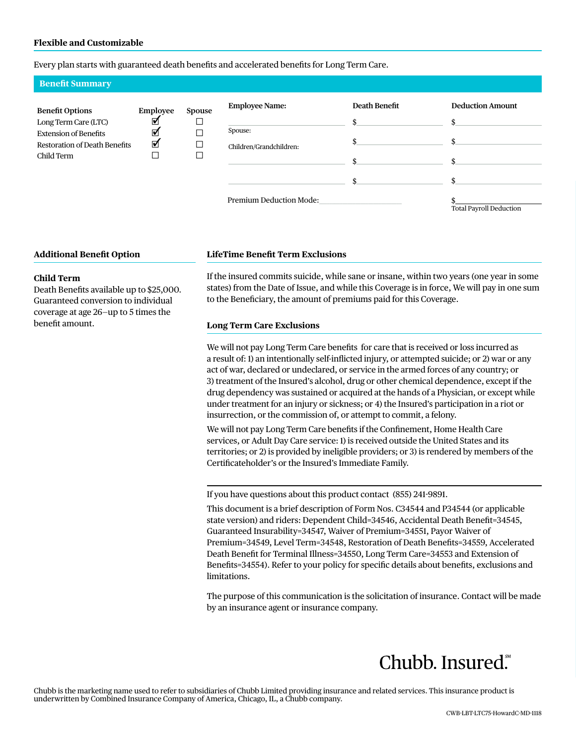### Flexible and Customizable

Every plan starts with guaranteed death benefits and accelerated benefits for Long Term Care.

## Benefit Summary

| Benefit Options | Employee | Spouse |
|---|---|---|
| Long Term Care (LTC) | ☑ | ☐ |
| Extension of Benefits | ☑ | ☐ |
| Restoration of Death Benefits | ☑ | ☐ |
| Child Term | ☐ | ☐ |

| Employee Name: | Death Benefit | Deduction Amount |
|---|---|---|
| ____________ | $____________ | $____________ |
| Spouse: | $____________ | $____________ |
| Children/Grandchildren: | | |
| ____________ | $____________ | $____________ |
| ____________ | $____________ | $____________ |

Premium Deduction Mode: ____________

$____________
Total Payroll Deduction

### Additional Benefit Option

**Child Term**
Death Benefits available up to $25,000. Guaranteed conversion to individual coverage at age 26–up to 5 times the benefit amount.

### LifeTime Benefit Term Exclusions

If the insured commits suicide, while sane or insane, within two years (one year in some states) from the Date of Issue, and while this Coverage is in force, We will pay in one sum to the Beneficiary, the amount of premiums paid for this Coverage.

### Long Term Care Exclusions

We will not pay Long Term Care benefits for care that is received or loss incurred as a result of: 1) an intentionally self-inflicted injury, or attempted suicide; or 2) war or any act of war, declared or undeclared, or service in the armed forces of any country; or 3) treatment of the Insured's alcohol, drug or other chemical dependence, except if the drug dependency was sustained or acquired at the hands of a Physician, or except while under treatment for an injury or sickness; or 4) the Insured's participation in a riot or insurrection, or the commission of, or attempt to commit, a felony.

We will not pay Long Term Care benefits if the Confinement, Home Health Care services, or Adult Day Care service: 1) is received outside the United States and its territories; or 2) is provided by ineligible providers; or 3) is rendered by members of the Certificateholder's or the Insured's Immediate Family.

---

If you have questions about this product contact (855) 241-9891.

This document is a brief description of Form Nos. C34544 and P34544 (or applicable state version) and riders: Dependent Child=34546, Accidental Death Benefit=34545, Guaranteed Insurability=34547, Waiver of Premium=34551, Payor Waiver of Premium=34549, Level Term=34548, Restoration of Death Benefits=34559, Accelerated Death Benefit for Terminal Illness=34550, Long Term Care=34553 and Extension of Benefits=34554). Refer to your policy for specific details about benefits, exclusions and limitations.

The purpose of this communication is the solicitation of insurance. Contact will be made by an insurance agent or insurance company.

Chubb. Insured.℠

Chubb is the marketing name used to refer to subsidiaries of Chubb Limited providing insurance and related services. This insurance product is underwritten by Combined Insurance Company of America, Chicago, IL, a Chubb company.

CWB-LBT-LTC75-HowardC-MD-1118